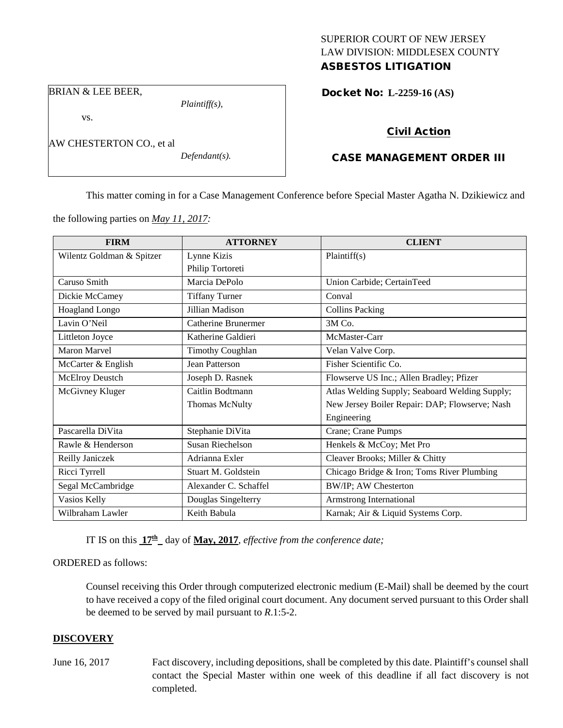SUPERIOR COURT OF NEW JERSEY
LAW DIVISION: MIDDLESEX COUNTY
**ASBESTOS LITIGATION**

BRIAN & LEE BEER,
*Plaintiff(s),*
vs.
AW CHESTERTON CO., et al
*Defendant(s).*

**Docket No: L-2259-16 (AS)**

**Civil Action**

**CASE MANAGEMENT ORDER III**

This matter coming in for a Case Management Conference before Special Master Agatha N. Dzikiewicz and the following parties on *May 11, 2017:*

| FIRM | ATTORNEY | CLIENT |
|---|---|---|
| Wilentz Goldman & Spitzer | Lynne Kizis<br>Philip Tortoreti | Plaintiff(s) |
| Caruso Smith | Marcia DePolo | Union Carbide; CertainTeed |
| Dickie McCamey | Tiffany Turner | Conval |
| Hoagland Longo | Jillian Madison | Collins Packing |
| Lavin O'Neil | Catherine Brunermer | 3M Co. |
| Littleton Joyce | Katherine Galdieri | McMaster-Carr |
| Maron Marvel | Timothy Coughlan | Velan Valve Corp. |
| McCarter & English | Jean Patterson | Fisher Scientific Co. |
| McElroy Deustch | Joseph D. Rasnek | Flowserve US Inc.; Allen Bradley; Pfizer |
| McGivney Kluger | Caitlin Bodtmann<br>Thomas McNulty | Atlas Welding Supply; Seaboard Welding Supply; New Jersey Boiler Repair: DAP; Flowserve; Nash Engineering |
| Pascarella DiVita | Stephanie DiVita | Crane; Crane Pumps |
| Rawle & Henderson | Susan Riechelson | Henkels & McCoy; Met Pro |
| Reilly Janiczek | Adrianna Exler | Cleaver Brooks; Miller & Chitty |
| Ricci Tyrrell | Stuart M. Goldstein | Chicago Bridge & Iron; Toms River Plumbing |
| Segal McCambridge | Alexander C. Schaffel | BW/IP; AW Chesterton |
| Vasios Kelly | Douglas Singelterry | Armstrong International |
| Wilbraham Lawler | Keith Babula | Karnak; Air & Liquid Systems Corp. |

IT IS on this **17th** day of **May, 2017**, *effective from the conference date;*

ORDERED as follows:

Counsel receiving this Order through computerized electronic medium (E-Mail) shall be deemed by the court to have received a copy of the filed original court document. Any document served pursuant to this Order shall be deemed to be served by mail pursuant to *R*.1:5-2.

**DISCOVERY**

June 16, 2017 — Fact discovery, including depositions, shall be completed by this date. Plaintiff's counsel shall contact the Special Master within one week of this deadline if all fact discovery is not completed.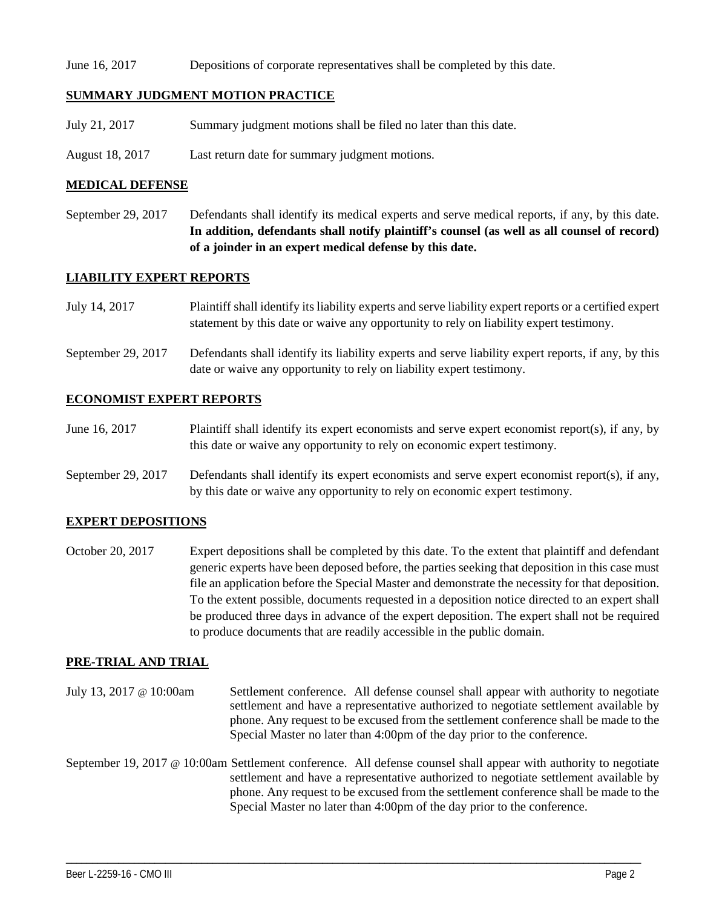June 16, 2017 Depositions of corporate representatives shall be completed by this date.

## SUMMARY JUDGMENT MOTION PRACTICE

July 21, 2017 Summary judgment motions shall be filed no later than this date.

August 18, 2017 Last return date for summary judgment motions.

## MEDICAL DEFENSE

September 29, 2017 Defendants shall identify its medical experts and serve medical reports, if any, by this date. **In addition, defendants shall notify plaintiff's counsel (as well as all counsel of record) of a joinder in an expert medical defense by this date.**

## LIABILITY EXPERT REPORTS

July 14, 2017 Plaintiff shall identify its liability experts and serve liability expert reports or a certified expert statement by this date or waive any opportunity to rely on liability expert testimony.

September 29, 2017 Defendants shall identify its liability experts and serve liability expert reports, if any, by this date or waive any opportunity to rely on liability expert testimony.

## ECONOMIST EXPERT REPORTS

June 16, 2017 Plaintiff shall identify its expert economists and serve expert economist report(s), if any, by this date or waive any opportunity to rely on economic expert testimony.

September 29, 2017 Defendants shall identify its expert economists and serve expert economist report(s), if any, by this date or waive any opportunity to rely on economic expert testimony.

## EXPERT DEPOSITIONS

October 20, 2017 Expert depositions shall be completed by this date. To the extent that plaintiff and defendant generic experts have been deposed before, the parties seeking that deposition in this case must file an application before the Special Master and demonstrate the necessity for that deposition. To the extent possible, documents requested in a deposition notice directed to an expert shall be produced three days in advance of the expert deposition. The expert shall not be required to produce documents that are readily accessible in the public domain.

## PRE-TRIAL AND TRIAL

July 13, 2017 @ 10:00am Settlement conference. All defense counsel shall appear with authority to negotiate settlement and have a representative authorized to negotiate settlement available by phone. Any request to be excused from the settlement conference shall be made to the Special Master no later than 4:00pm of the day prior to the conference.

September 19, 2017 @ 10:00am Settlement conference. All defense counsel shall appear with authority to negotiate settlement and have a representative authorized to negotiate settlement available by phone. Any request to be excused from the settlement conference shall be made to the Special Master no later than 4:00pm of the day prior to the conference.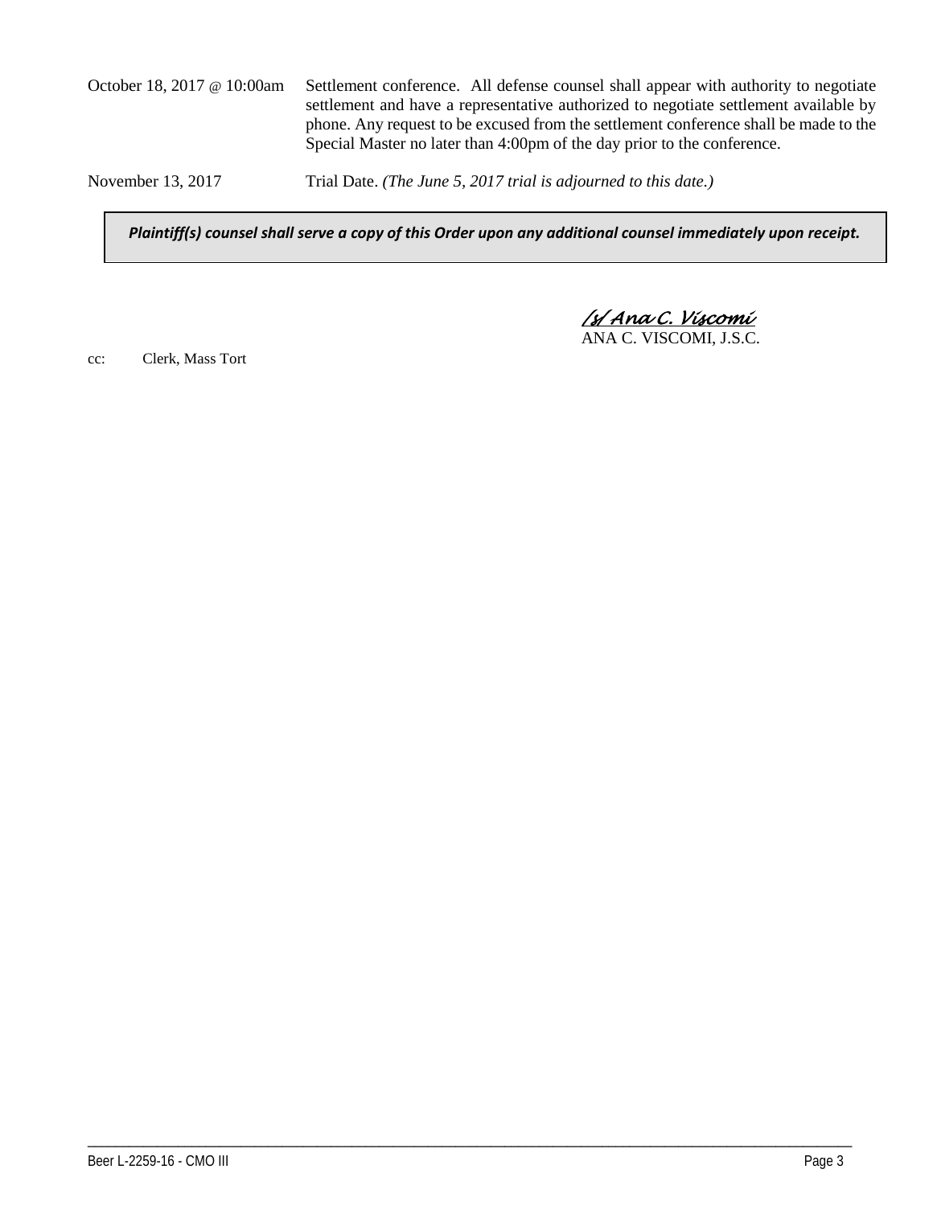| | |
|---|---|
| October 18, 2017 @ 10:00am | Settlement conference. All defense counsel shall appear with authority to negotiate settlement and have a representative authorized to negotiate settlement available by phone. Any request to be excused from the settlement conference shall be made to the Special Master no later than 4:00pm of the day prior to the conference. |
| November 13, 2017 | Trial Date. *(The June 5, 2017 trial is adjourned to this date.)* |

***Plaintiff(s) counsel shall serve a copy of this Order upon any additional counsel immediately upon receipt.***

*/s/ Ana C. Viscomi*
ANA C. VISCOMI, J.S.C.

cc: Clerk, Mass Tort